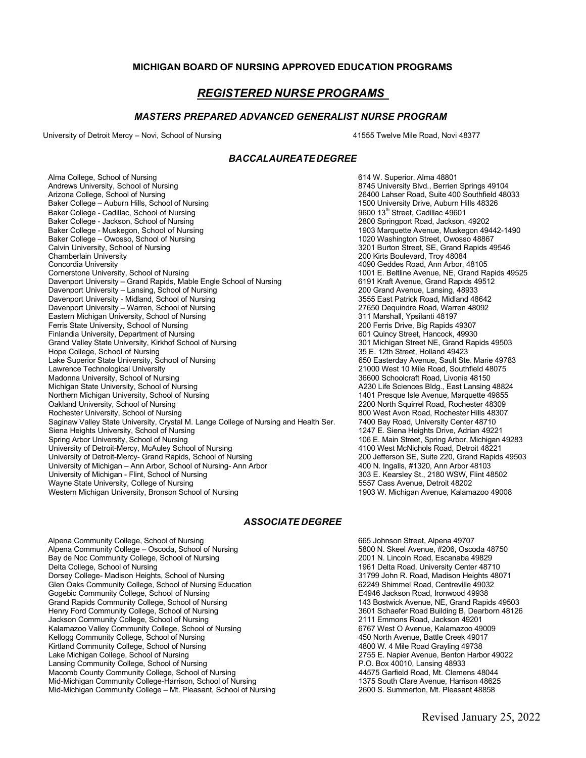## MICHIGAN BOARD OF NURSING APPROVED EDUCATION PROGRAMS

# *REGISTERED NURSE PROGRAMS*

### *MASTERS PREPARED ADVANCED GENERALIST NURSE PROGRAM*

| Program | Address |
|---|---|
| University of Detroit Mercy – Novi, School of Nursing | 41555 Twelve Mile Road, Novi 48377 |

### *BACCALAUREATE DEGREE*

| Program | Address |
|---|---|
| Alma College, School of Nursing | 614 W. Superior, Alma 48801 |
| Andrews University, School of Nursing | 8745 University Blvd., Berrien Springs 49104 |
| Arizona College, School of Nursing | 26400 Lahser Road, Suite 400 Southfield 48033 |
| Baker College – Auburn Hills, School of Nursing | 1500 University Drive, Auburn Hills 48326 |
| Baker College - Cadillac, School of Nursing | 9600 13th Street, Cadillac 49601 |
| Baker College - Jackson, School of Nursing | 2800 Springport Road, Jackson, 49202 |
| Baker College - Muskegon, School of Nursing | 1903 Marquette Avenue, Muskegon 49442-1490 |
| Baker College – Owosso, School of Nursing | 1020 Washington Street, Owosso 48867 |
| Calvin University, School of Nursing | 3201 Burton Street, SE, Grand Rapids 49546 |
| Chamberlain University | 200 Kirts Boulevard, Troy 48084 |
| Concordia University | 4090 Geddes Road, Ann Arbor, 48105 |
| Cornerstone University, School of Nursing | 1001 E. Beltline Avenue, NE, Grand Rapids 49525 |
| Davenport University – Grand Rapids, Mable Engle School of Nursing | 6191 Kraft Avenue, Grand Rapids 49512 |
| Davenport University – Lansing, School of Nursing | 200 Grand Avenue, Lansing, 48933 |
| Davenport University - Midland, School of Nursing | 3555 East Patrick Road, Midland 48642 |
| Davenport University – Warren, School of Nursing | 27650 Dequindre Road, Warren 48092 |
| Eastern Michigan University, School of Nursing | 311 Marshall, Ypsilanti 48197 |
| Ferris State University, School of Nursing | 200 Ferris Drive, Big Rapids 49307 |
| Finlandia University, Department of Nursing | 601 Quincy Street, Hancock, 49930 |
| Grand Valley State University, Kirkhof School of Nursing | 301 Michigan Street NE, Grand Rapids 49503 |
| Hope College, School of Nursing | 35 E. 12th Street, Holland 49423 |
| Lake Superior State University, School of Nursing | 650 Easterday Avenue, Sault Ste. Marie 49783 |
| Lawrence Technological University | 21000 West 10 Mile Road, Southfield 48075 |
| Madonna University, School of Nursing | 36600 Schoolcraft Road, Livonia 48150 |
| Michigan State University, School of Nursing | A230 Life Sciences Bldg., East Lansing 48824 |
| Northern Michigan University, School of Nursing | 1401 Presque Isle Avenue, Marquette 49855 |
| Oakland University, School of Nursing | 2200 North Squirrel Road, Rochester 48309 |
| Rochester University, School of Nursing | 800 West Avon Road, Rochester Hills 48307 |
| Saginaw Valley State University, Crystal M. Lange College of Nursing and Health Ser. | 7400 Bay Road, University Center 48710 |
| Siena Heights University, School of Nursing | 1247 E. Siena Heights Drive, Adrian 49221 |
| Spring Arbor University, School of Nursing | 106 E. Main Street, Spring Arbor, Michigan 49283 |
| University of Detroit-Mercy, McAuley School of Nursing | 4100 West McNichols Road, Detroit 48221 |
| University of Detroit-Mercy- Grand Rapids, School of Nursing | 200 Jefferson SE, Suite 220, Grand Rapids 49503 |
| University of Michigan – Ann Arbor, School of Nursing- Ann Arbor | 400 N. Ingalls, #1320, Ann Arbor 48103 |
| University of Michigan - Flint, School of Nursing | 303 E. Kearsley St., 2180 WSW, Flint 48502 |
| Wayne State University, College of Nursing | 5557 Cass Avenue, Detroit 48202 |
| Western Michigan University, Bronson School of Nursing | 1903 W. Michigan Avenue, Kalamazoo 49008 |

### *ASSOCIATE DEGREE*

| Program | Address |
|---|---|
| Alpena Community College, School of Nursing | 665 Johnson Street, Alpena 49707 |
| Alpena Community College – Oscoda, School of Nursing | 5800 N. Skeel Avenue, #206, Oscoda 48750 |
| Bay de Noc Community College, School of Nursing | 2001 N. Lincoln Road, Escanaba 49829 |
| Delta College, School of Nursing | 1961 Delta Road, University Center 48710 |
| Dorsey College- Madison Heights, School of Nursing | 31799 John R. Road, Madison Heights 48071 |
| Glen Oaks Community College, School of Nursing Education | 62249 Shimmel Road, Centreville 49032 |
| Gogebic Community College, School of Nursing | E4946 Jackson Road, Ironwood 49938 |
| Grand Rapids Community College, School of Nursing | 143 Bostwick Avenue, NE, Grand Rapids 49503 |
| Henry Ford Community College, School of Nursing | 3601 Schaefer Road Building B, Dearborn 48126 |
| Jackson Community College, School of Nursing | 2111 Emmons Road, Jackson 49201 |
| Kalamazoo Valley Community College, School of Nursing | 6767 West O Avenue, Kalamazoo 49009 |
| Kellogg Community College, School of Nursing | 450 North Avenue, Battle Creek 49017 |
| Kirtland Community College, School of Nursing | 4800 W. 4 Mile Road Grayling 49738 |
| Lake Michigan College, School of Nursing | 2755 E. Napier Avenue, Benton Harbor 49022 |
| Lansing Community College, School of Nursing | P.O. Box 40010, Lansing 48933 |
| Macomb County Community College, School of Nursing | 44575 Garfield Road, Mt. Clemens 48044 |
| Mid-Michigan Community College-Harrison, School of Nursing | 1375 South Clare Avenue, Harrison 48625 |
| Mid-Michigan Community College – Mt. Pleasant, School of Nursing | 2600 S. Summerton, Mt. Pleasant 48858 |

Revised January 25, 2022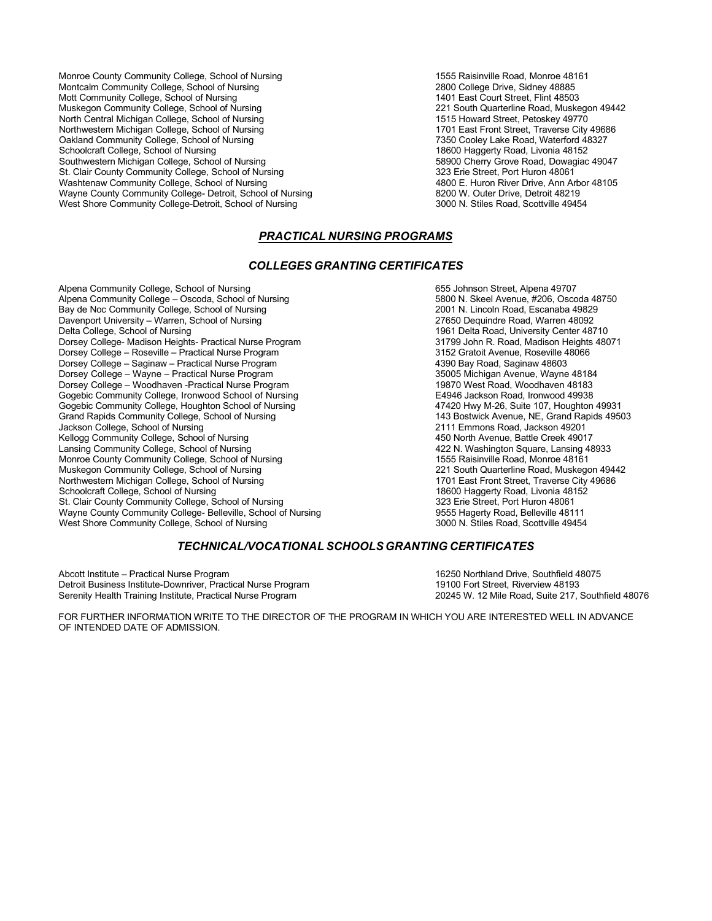| | |
|---|---|
| Monroe County Community College, School of Nursing | 1555 Raisinville Road, Monroe 48161 |
| Montcalm Community College, School of Nursing | 2800 College Drive, Sidney 48885 |
| Mott Community College, School of Nursing | 1401 East Court Street, Flint 48503 |
| Muskegon Community College, School of Nursing | 221 South Quarterline Road, Muskegon 49442 |
| North Central Michigan College, School of Nursing | 1515 Howard Street, Petoskey 49770 |
| Northwestern Michigan College, School of Nursing | 1701 East Front Street, Traverse City 49686 |
| Oakland Community College, School of Nursing | 7350 Cooley Lake Road, Waterford 48327 |
| Schoolcraft College, School of Nursing | 18600 Haggerty Road, Livonia 48152 |
| Southwestern Michigan College, School of Nursing | 58900 Cherry Grove Road, Dowagiac 49047 |
| St. Clair County Community College, School of Nursing | 323 Erie Street, Port Huron 48061 |
| Washtenaw Community College, School of Nursing | 4800 E. Huron River Drive, Ann Arbor 48105 |
| Wayne County Community College- Detroit, School of Nursing | 8200 W. Outer Drive, Detroit 48219 |
| West Shore Community College-Detroit, School of Nursing | 3000 N. Stiles Road, Scottville 49454 |

## *PRACTICAL NURSING PROGRAMS*

### *COLLEGES GRANTING CERTIFICATES*

| | |
|---|---|
| Alpena Community College, School of Nursing | 655 Johnson Street, Alpena 49707 |
| Alpena Community College – Oscoda, School of Nursing | 5800 N. Skeel Avenue, #206, Oscoda 48750 |
| Bay de Noc Community College, School of Nursing | 2001 N. Lincoln Road, Escanaba 49829 |
| Davenport University – Warren, School of Nursing | 27650 Dequindre Road, Warren 48092 |
| Delta College, School of Nursing | 1961 Delta Road, University Center 48710 |
| Dorsey College- Madison Heights- Practical Nurse Program | 31799 John R. Road, Madison Heights 48071 |
| Dorsey College – Roseville – Practical Nurse Program | 3152 Gratoit Avenue, Roseville 48066 |
| Dorsey College – Saginaw – Practical Nurse Program | 4390 Bay Road, Saginaw 48603 |
| Dorsey College – Wayne – Practical Nurse Program | 35005 Michigan Avenue, Wayne 48184 |
| Dorsey College – Woodhaven -Practical Nurse Program | 19870 West Road, Woodhaven 48183 |
| Gogebic Community College, Ironwood School of Nursing | E4946 Jackson Road, Ironwood 49938 |
| Gogebic Community College, Houghton School of Nursing | 47420 Hwy M-26, Suite 107, Houghton 49931 |
| Grand Rapids Community College, School of Nursing | 143 Bostwick Avenue, NE, Grand Rapids 49503 |
| Jackson College, School of Nursing | 2111 Emmons Road, Jackson 49201 |
| Kellogg Community College, School of Nursing | 450 North Avenue, Battle Creek 49017 |
| Lansing Community College, School of Nursing | 422 N. Washington Square, Lansing 48933 |
| Monroe County Community College, School of Nursing | 1555 Raisinville Road, Monroe 48161 |
| Muskegon Community College, School of Nursing | 221 South Quarterline Road, Muskegon 49442 |
| Northwestern Michigan College, School of Nursing | 1701 East Front Street, Traverse City 49686 |
| Schoolcraft College, School of Nursing | 18600 Haggerty Road, Livonia 48152 |
| St. Clair County Community College, School of Nursing | 323 Erie Street, Port Huron 48061 |
| Wayne County Community College- Belleville, School of Nursing | 9555 Hagerty Road, Belleville 48111 |
| West Shore Community College, School of Nursing | 3000 N. Stiles Road, Scottville 49454 |

### *TECHNICAL/VOCATIONAL SCHOOLS GRANTING CERTIFICATES*

| | |
|---|---|
| Abcott Institute – Practical Nurse Program | 16250 Northland Drive, Southfield 48075 |
| Detroit Business Institute-Downriver, Practical Nurse Program | 19100 Fort Street, Riverview 48193 |
| Serenity Health Training Institute, Practical Nurse Program | 20245 W. 12 Mile Road, Suite 217, Southfield 48076 |

FOR FURTHER INFORMATION WRITE TO THE DIRECTOR OF THE PROGRAM IN WHICH YOU ARE INTERESTED WELL IN ADVANCE OF INTENDED DATE OF ADMISSION.